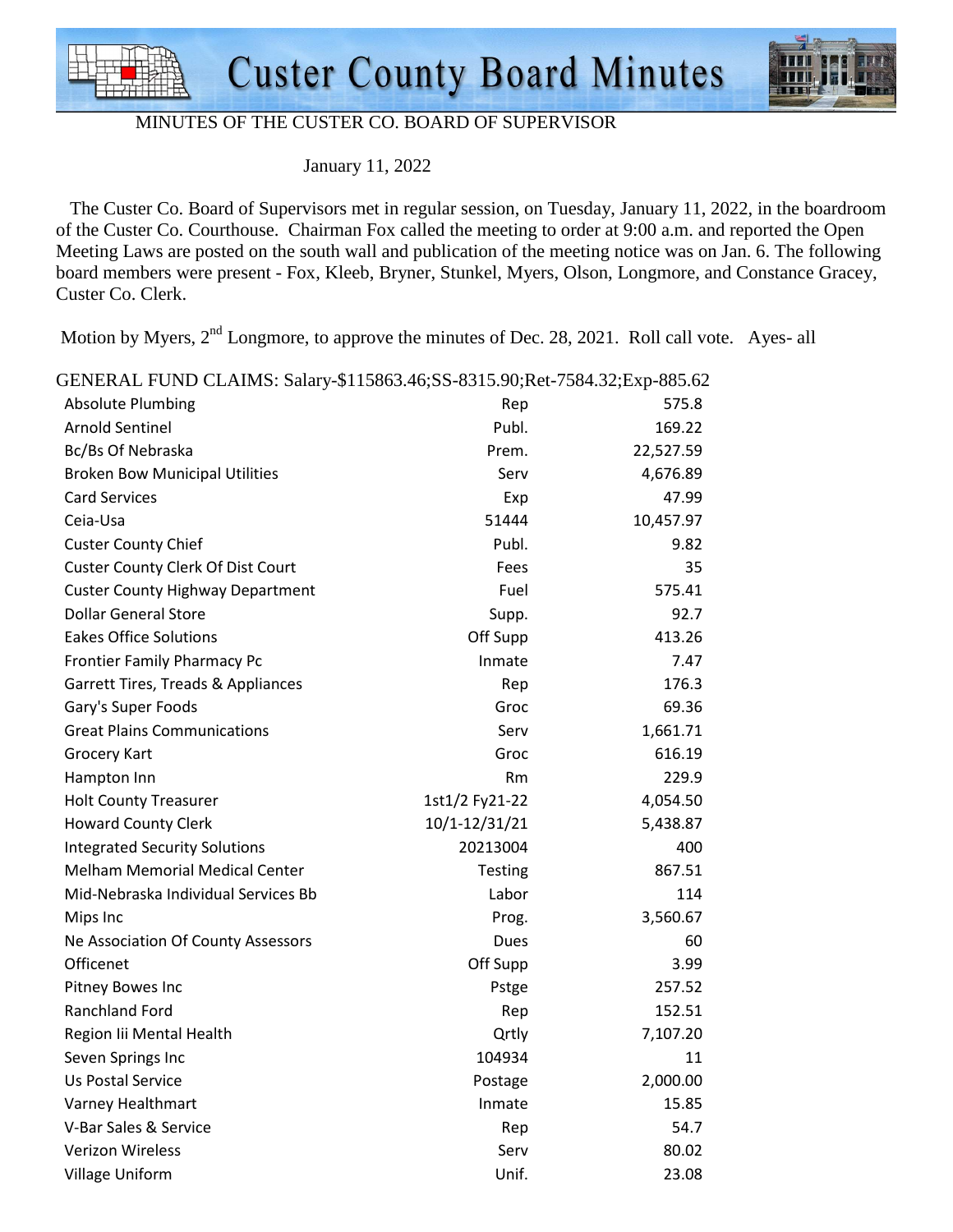# Custer County Board Minutes

MINUTES OF THE CUSTER CO. BOARD OF SUPERVISOR

January 11, 2022

The Custer Co. Board of Supervisors met in regular session, on Tuesday, January 11, 2022, in the boardroom of the Custer Co. Courthouse. Chairman Fox called the meeting to order at 9:00 a.m. and reported the Open Meeting Laws are posted on the south wall and publication of the meeting notice was on Jan. 6. The following board members were present - Fox, Kleeb, Bryner, Stunkel, Myers, Olson, Longmore, and Constance Gracey, Custer Co. Clerk.

Motion by Myers, 2nd Longmore, to approve the minutes of Dec. 28, 2021. Roll call vote. Ayes- all

GENERAL FUND CLAIMS: Salary-$115863.46;SS-8315.90;Ret-7584.32;Exp-885.62

| | | |
|---|---|---|
| Absolute Plumbing | Rep | 575.8 |
| Arnold Sentinel | Publ. | 169.22 |
| Bc/Bs Of Nebraska | Prem. | 22,527.59 |
| Broken Bow Municipal Utilities | Serv | 4,676.89 |
| Card Services | Exp | 47.99 |
| Ceia-Usa | 51444 | 10,457.97 |
| Custer County Chief | Publ. | 9.82 |
| Custer County Clerk Of Dist Court | Fees | 35 |
| Custer County Highway Department | Fuel | 575.41 |
| Dollar General Store | Supp. | 92.7 |
| Eakes Office Solutions | Off Supp | 413.26 |
| Frontier Family Pharmacy Pc | Inmate | 7.47 |
| Garrett Tires, Treads & Appliances | Rep | 176.3 |
| Gary's Super Foods | Groc | 69.36 |
| Great Plains Communications | Serv | 1,661.71 |
| Grocery Kart | Groc | 616.19 |
| Hampton Inn | Rm | 229.9 |
| Holt County Treasurer | 1st1/2 Fy21-22 | 4,054.50 |
| Howard County Clerk | 10/1-12/31/21 | 5,438.87 |
| Integrated Security Solutions | 20213004 | 400 |
| Melham Memorial Medical Center | Testing | 867.51 |
| Mid-Nebraska Individual Services Bb | Labor | 114 |
| Mips Inc | Prog. | 3,560.67 |
| Ne Association Of County Assessors | Dues | 60 |
| Officenet | Off Supp | 3.99 |
| Pitney Bowes Inc | Pstge | 257.52 |
| Ranchland Ford | Rep | 152.51 |
| Region Iii Mental Health | Qrtly | 7,107.20 |
| Seven Springs Inc | 104934 | 11 |
| Us Postal Service | Postage | 2,000.00 |
| Varney Healthmart | Inmate | 15.85 |
| V-Bar Sales & Service | Rep | 54.7 |
| Verizon Wireless | Serv | 80.02 |
| Village Uniform | Unif. | 23.08 |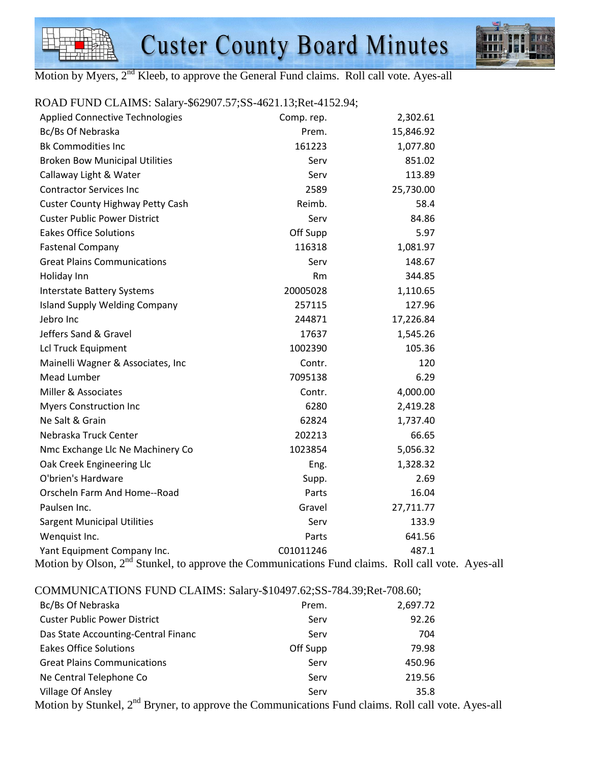Motion by Myers, 2nd Kleeb, to approve the General Fund claims. Roll call vote. Ayes-all

ROAD FUND CLAIMS: Salary-$62907.57;SS-4621.13;Ret-4152.94;

| | | |
|---|---|---|
| Applied Connective Technologies | Comp. rep. | 2,302.61 |
| Bc/Bs Of Nebraska | Prem. | 15,846.92 |
| Bk Commodities Inc | 161223 | 1,077.80 |
| Broken Bow Municipal Utilities | Serv | 851.02 |
| Callaway Light & Water | Serv | 113.89 |
| Contractor Services Inc | 2589 | 25,730.00 |
| Custer County Highway Petty Cash | Reimb. | 58.4 |
| Custer Public Power District | Serv | 84.86 |
| Eakes Office Solutions | Off Supp | 5.97 |
| Fastenal Company | 116318 | 1,081.97 |
| Great Plains Communications | Serv | 148.67 |
| Holiday Inn | Rm | 344.85 |
| Interstate Battery Systems | 20005028 | 1,110.65 |
| Island Supply Welding Company | 257115 | 127.96 |
| Jebro Inc | 244871 | 17,226.84 |
| Jeffers Sand & Gravel | 17637 | 1,545.26 |
| Lcl Truck Equipment | 1002390 | 105.36 |
| Mainelli Wagner & Associates, Inc | Contr. | 120 |
| Mead Lumber | 7095138 | 6.29 |
| Miller & Associates | Contr. | 4,000.00 |
| Myers Construction Inc | 6280 | 2,419.28 |
| Ne Salt & Grain | 62824 | 1,737.40 |
| Nebraska Truck Center | 202213 | 66.65 |
| Nmc Exchange Llc Ne Machinery Co | 1023854 | 5,056.32 |
| Oak Creek Engineering Llc | Eng. | 1,328.32 |
| O'brien's Hardware | Supp. | 2.69 |
| Orscheln Farm And Home--Road | Parts | 16.04 |
| Paulsen Inc. | Gravel | 27,711.77 |
| Sargent Municipal Utilities | Serv | 133.9 |
| Wenquist Inc. | Parts | 641.56 |
| Yant Equipment Company Inc. | C01011246 | 487.1 |

Motion by Olson, 2nd Stunkel, to approve the Communications Fund claims. Roll call vote. Ayes-all

COMMUNICATIONS FUND CLAIMS: Salary-$10497.62;SS-784.39;Ret-708.60;

| | | |
|---|---|---|
| Bc/Bs Of Nebraska | Prem. | 2,697.72 |
| Custer Public Power District | Serv | 92.26 |
| Das State Accounting-Central Financ | Serv | 704 |
| Eakes Office Solutions | Off Supp | 79.98 |
| Great Plains Communications | Serv | 450.96 |
| Ne Central Telephone Co | Serv | 219.56 |
| Village Of Ansley | Serv | 35.8 |

Motion by Stunkel, 2nd Bryner, to approve the Communications Fund claims. Roll call vote. Ayes-all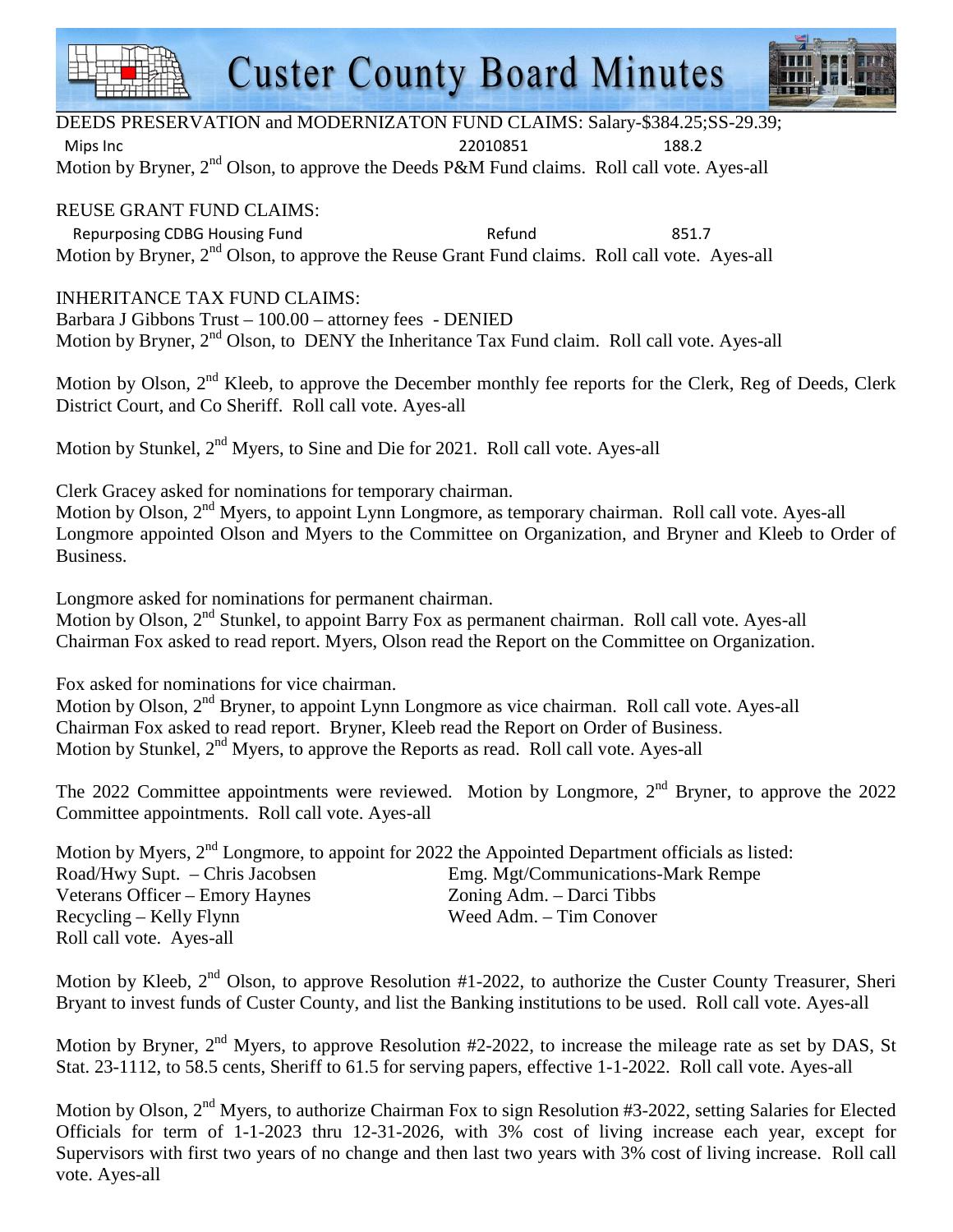DEEDS PRESERVATION and MODERNIZATON FUND CLAIMS: Salary-$384.25;SS-29.39;

| | | |
|---|---|---|
| Mips Inc | 22010851 | 188.2 |

Motion by Bryner, 2nd Olson, to approve the Deeds P&M Fund claims. Roll call vote. Ayes-all

REUSE GRANT FUND CLAIMS:

| | | |
|---|---|---|
| Repurposing CDBG Housing Fund | Refund | 851.7 |

Motion by Bryner, 2nd Olson, to approve the Reuse Grant Fund claims. Roll call vote. Ayes-all

INHERITANCE TAX FUND CLAIMS:
Barbara J Gibbons Trust – 100.00 – attorney fees - DENIED
Motion by Bryner, 2nd Olson, to DENY the Inheritance Tax Fund claim. Roll call vote. Ayes-all

Motion by Olson, 2nd Kleeb, to approve the December monthly fee reports for the Clerk, Reg of Deeds, Clerk District Court, and Co Sheriff. Roll call vote. Ayes-all

Motion by Stunkel, 2nd Myers, to Sine and Die for 2021. Roll call vote. Ayes-all

Clerk Gracey asked for nominations for temporary chairman.
Motion by Olson, 2nd Myers, to appoint Lynn Longmore, as temporary chairman. Roll call vote. Ayes-all
Longmore appointed Olson and Myers to the Committee on Organization, and Bryner and Kleeb to Order of Business.

Longmore asked for nominations for permanent chairman.
Motion by Olson, 2nd Stunkel, to appoint Barry Fox as permanent chairman. Roll call vote. Ayes-all
Chairman Fox asked to read report. Myers, Olson read the Report on the Committee on Organization.

Fox asked for nominations for vice chairman.
Motion by Olson, 2nd Bryner, to appoint Lynn Longmore as vice chairman. Roll call vote. Ayes-all
Chairman Fox asked to read report. Bryner, Kleeb read the Report on Order of Business.
Motion by Stunkel, 2nd Myers, to approve the Reports as read. Roll call vote. Ayes-all

The 2022 Committee appointments were reviewed. Motion by Longmore, 2nd Bryner, to approve the 2022 Committee appointments. Roll call vote. Ayes-all

Motion by Myers, 2nd Longmore, to appoint for 2022 the Appointed Department officials as listed:

| | |
|---|---|
| Road/Hwy Supt. – Chris Jacobsen | Emg. Mgt/Communications-Mark Rempe |
| Veterans Officer – Emory Haynes | Zoning Adm. – Darci Tibbs |
| Recycling – Kelly Flynn | Weed Adm. – Tim Conover |

Roll call vote. Ayes-all

Motion by Kleeb, 2nd Olson, to approve Resolution #1-2022, to authorize the Custer County Treasurer, Sheri Bryant to invest funds of Custer County, and list the Banking institutions to be used. Roll call vote. Ayes-all

Motion by Bryner, 2nd Myers, to approve Resolution #2-2022, to increase the mileage rate as set by DAS, St Stat. 23-1112, to 58.5 cents, Sheriff to 61.5 for serving papers, effective 1-1-2022. Roll call vote. Ayes-all

Motion by Olson, 2nd Myers, to authorize Chairman Fox to sign Resolution #3-2022, setting Salaries for Elected Officials for term of 1-1-2023 thru 12-31-2026, with 3% cost of living increase each year, except for Supervisors with first two years of no change and then last two years with 3% cost of living increase. Roll call vote. Ayes-all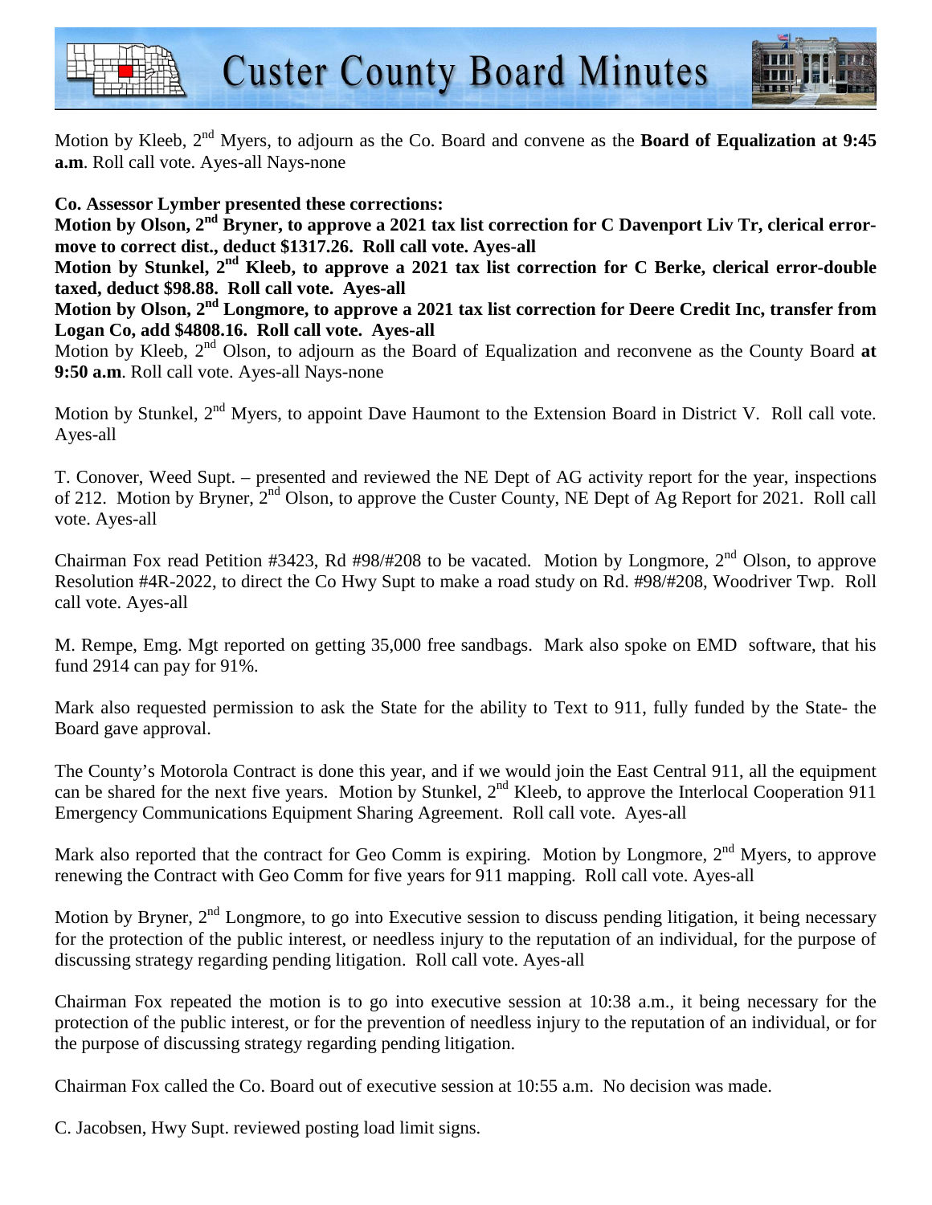Motion by Kleeb, 2nd Myers, to adjourn as the Co. Board and convene as the **Board of Equalization at 9:45 a.m**. Roll call vote. Ayes-all Nays-none

**Co. Assessor Lymber presented these corrections:**
**Motion by Olson, 2nd Bryner, to approve a 2021 tax list correction for C Davenport Liv Tr, clerical error-move to correct dist., deduct $1317.26. Roll call vote. Ayes-all**
**Motion by Stunkel, 2nd Kleeb, to approve a 2021 tax list correction for C Berke, clerical error-double taxed, deduct $98.88. Roll call vote. Ayes-all**
**Motion by Olson, 2nd Longmore, to approve a 2021 tax list correction for Deere Credit Inc, transfer from Logan Co, add $4808.16. Roll call vote. Ayes-all**
Motion by Kleeb, 2nd Olson, to adjourn as the Board of Equalization and reconvene as the County Board **at 9:50 a.m**. Roll call vote. Ayes-all Nays-none

Motion by Stunkel, 2nd Myers, to appoint Dave Haumont to the Extension Board in District V. Roll call vote. Ayes-all

T. Conover, Weed Supt. – presented and reviewed the NE Dept of AG activity report for the year, inspections of 212. Motion by Bryner, 2nd Olson, to approve the Custer County, NE Dept of Ag Report for 2021. Roll call vote. Ayes-all

Chairman Fox read Petition #3423, Rd #98/#208 to be vacated. Motion by Longmore, 2nd Olson, to approve Resolution #4R-2022, to direct the Co Hwy Supt to make a road study on Rd. #98/#208, Woodriver Twp. Roll call vote. Ayes-all

M. Rempe, Emg. Mgt reported on getting 35,000 free sandbags. Mark also spoke on EMD software, that his fund 2914 can pay for 91%.

Mark also requested permission to ask the State for the ability to Text to 911, fully funded by the State- the Board gave approval.

The County's Motorola Contract is done this year, and if we would join the East Central 911, all the equipment can be shared for the next five years. Motion by Stunkel, 2nd Kleeb, to approve the Interlocal Cooperation 911 Emergency Communications Equipment Sharing Agreement. Roll call vote. Ayes-all

Mark also reported that the contract for Geo Comm is expiring. Motion by Longmore, 2nd Myers, to approve renewing the Contract with Geo Comm for five years for 911 mapping. Roll call vote. Ayes-all

Motion by Bryner, 2nd Longmore, to go into Executive session to discuss pending litigation, it being necessary for the protection of the public interest, or needless injury to the reputation of an individual, for the purpose of discussing strategy regarding pending litigation. Roll call vote. Ayes-all

Chairman Fox repeated the motion is to go into executive session at 10:38 a.m., it being necessary for the protection of the public interest, or for the prevention of needless injury to the reputation of an individual, or for the purpose of discussing strategy regarding pending litigation.

Chairman Fox called the Co. Board out of executive session at 10:55 a.m. No decision was made.

C. Jacobsen, Hwy Supt. reviewed posting load limit signs.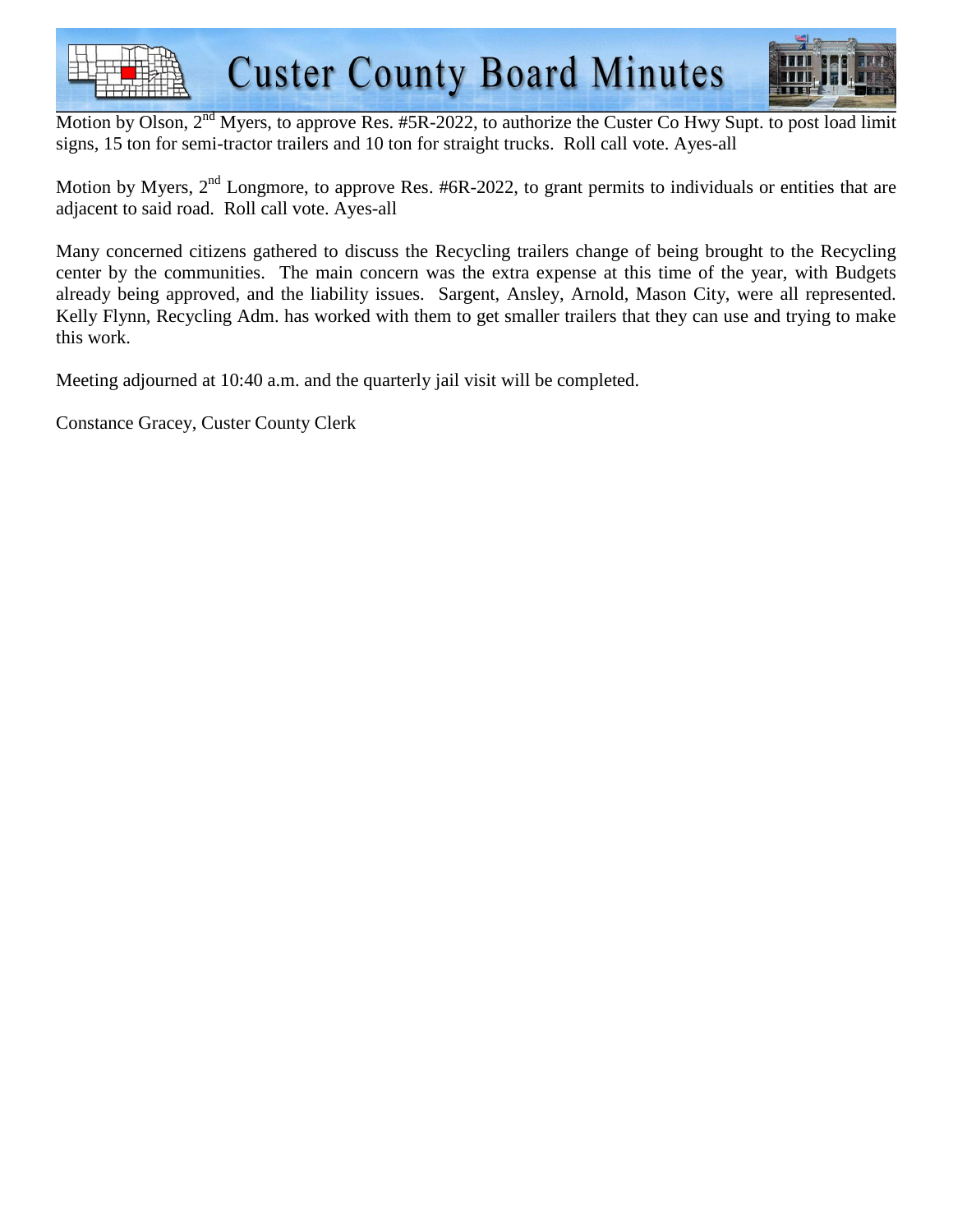Motion by Olson, 2nd Myers, to approve Res. #5R-2022, to authorize the Custer Co Hwy Supt. to post load limit signs, 15 ton for semi-tractor trailers and 10 ton for straight trucks. Roll call vote. Ayes-all

Motion by Myers, 2nd Longmore, to approve Res. #6R-2022, to grant permits to individuals or entities that are adjacent to said road. Roll call vote. Ayes-all

Many concerned citizens gathered to discuss the Recycling trailers change of being brought to the Recycling center by the communities. The main concern was the extra expense at this time of the year, with Budgets already being approved, and the liability issues. Sargent, Ansley, Arnold, Mason City, were all represented. Kelly Flynn, Recycling Adm. has worked with them to get smaller trailers that they can use and trying to make this work.

Meeting adjourned at 10:40 a.m. and the quarterly jail visit will be completed.

Constance Gracey, Custer County Clerk